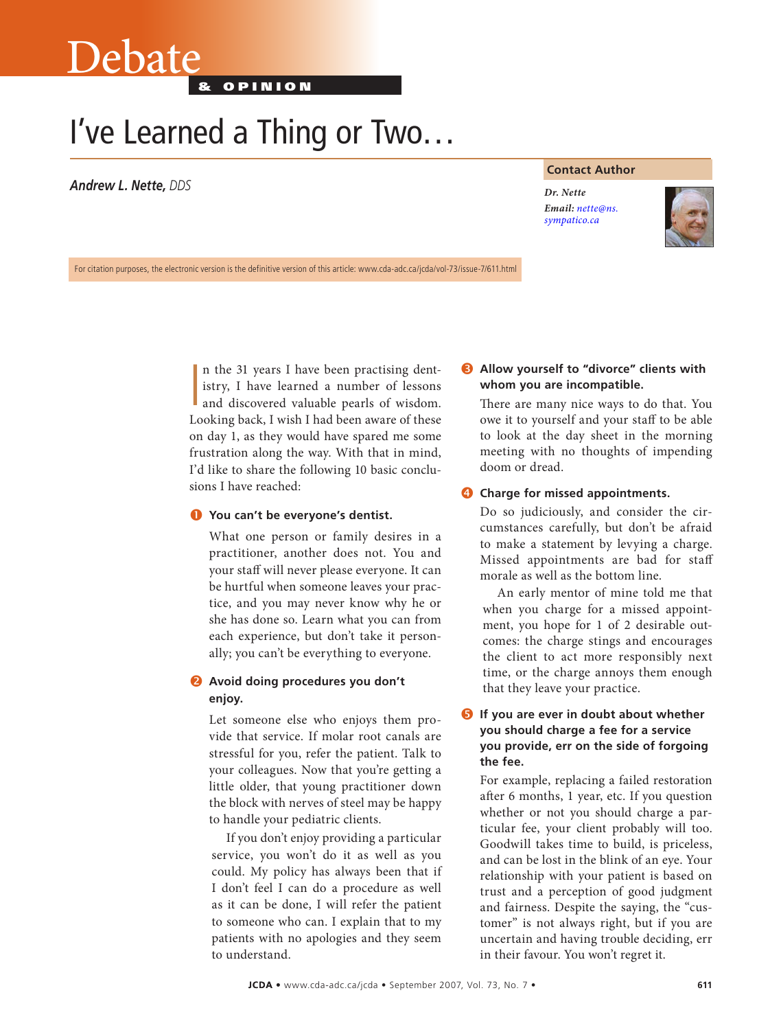# Debate & Opinion

# I've Learned a Thing or Two…

***Andrew L. Nette,** DDS*

**Contact Author**

*Dr. Nette*
*Email: nette@ns.sympatico.ca*

For citation purposes, the electronic version is the definitive version of this article: www.cda-adc.ca/jcda/vol-73/issue-7/611.html

In the 31 years I have been practising dentistry, I have learned a number of lessons and discovered valuable pearls of wisdom. Looking back, I wish I had been aware of these on day 1, as they would have spared me some frustration along the way. With that in mind, I'd like to share the following 10 basic conclusions I have reached:

**1. You can't be everyone's dentist.**

What one person or family desires in a practitioner, another does not. You and your staff will never please everyone. It can be hurtful when someone leaves your practice, and you may never know why he or she has done so. Learn what you can from each experience, but don't take it personally; you can't be everything to everyone.

**2. Avoid doing procedures you don't enjoy.**

Let someone else who enjoys them provide that service. If molar root canals are stressful for you, refer the patient. Talk to your colleagues. Now that you're getting a little older, that young practitioner down the block with nerves of steel may be happy to handle your pediatric clients.

If you don't enjoy providing a particular service, you won't do it as well as you could. My policy has always been that if I don't feel I can do a procedure as well as it can be done, I will refer the patient to someone who can. I explain that to my patients with no apologies and they seem to understand.

**3. Allow yourself to "divorce" clients with whom you are incompatible.**

There are many nice ways to do that. You owe it to yourself and your staff to be able to look at the day sheet in the morning meeting with no thoughts of impending doom or dread.

**4. Charge for missed appointments.**

Do so judiciously, and consider the circumstances carefully, but don't be afraid to make a statement by levying a charge. Missed appointments are bad for staff morale as well as the bottom line.

An early mentor of mine told me that when you charge for a missed appointment, you hope for 1 of 2 desirable outcomes: the charge stings and encourages the client to act more responsibly next time, or the charge annoys them enough that they leave your practice.

**5. If you are ever in doubt about whether you should charge a fee for a service you provide, err on the side of forgoing the fee.**

For example, replacing a failed restoration after 6 months, 1 year, etc. If you question whether or not you should charge a particular fee, your client probably will too. Goodwill takes time to build, is priceless, and can be lost in the blink of an eye. Your relationship with your patient is based on trust and a perception of good judgment and fairness. Despite the saying, the "customer" is not always right, but if you are uncertain and having trouble deciding, err in their favour. You won't regret it.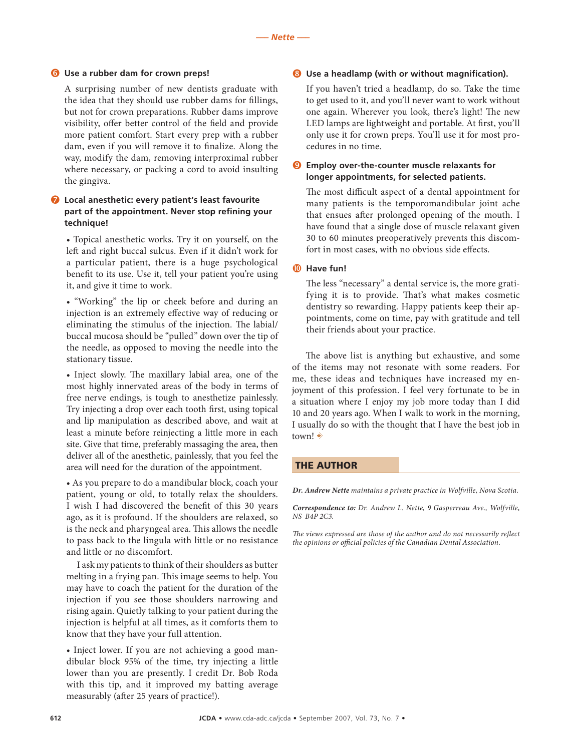### 6 Use a rubber dam for crown preps!

A surprising number of new dentists graduate with the idea that they should use rubber dams for fillings, but not for crown preparations. Rubber dams improve visibility, offer better control of the field and provide more patient comfort. Start every prep with a rubber dam, even if you will remove it to finalize. Along the way, modify the dam, removing interproximal rubber where necessary, or packing a cord to avoid insulting the gingiva.

### 7 Local anesthetic: every patient's least favourite part of the appointment. Never stop refining your technique!

- Topical anesthetic works. Try it on yourself, on the left and right buccal sulcus. Even if it didn't work for a particular patient, there is a huge psychological benefit to its use. Use it, tell your patient you're using it, and give it time to work.
- "Working" the lip or cheek before and during an injection is an extremely effective way of reducing or eliminating the stimulus of the injection. The labial/buccal mucosa should be "pulled" down over the tip of the needle, as opposed to moving the needle into the stationary tissue.
- Inject slowly. The maxillary labial area, one of the most highly innervated areas of the body in terms of free nerve endings, is tough to anesthetize painlessly. Try injecting a drop over each tooth first, using topical and lip manipulation as described above, and wait at least a minute before reinjecting a little more in each site. Give that time, preferably massaging the area, then deliver all of the anesthetic, painlessly, that you feel the area will need for the duration of the appointment.
- As you prepare to do a mandibular block, coach your patient, young or old, to totally relax the shoulders. I wish I had discovered the benefit of this 30 years ago, as it is profound. If the shoulders are relaxed, so is the neck and pharyngeal area. This allows the needle to pass back to the lingula with little or no resistance and little or no discomfort.

  I ask my patients to think of their shoulders as butter melting in a frying pan. This image seems to help. You may have to coach the patient for the duration of the injection if you see those shoulders narrowing and rising again. Quietly talking to your patient during the injection is helpful at all times, as it comforts them to know that they have your full attention.
- Inject lower. If you are not achieving a good mandibular block 95% of the time, try injecting a little lower than you are presently. I credit Dr. Bob Roda with this tip, and it improved my batting average measurably (after 25 years of practice!).

### 8 Use a headlamp (with or without magnification).

If you haven't tried a headlamp, do so. Take the time to get used to it, and you'll never want to work without one again. Wherever you look, there's light! The new LED lamps are lightweight and portable. At first, you'll only use it for crown preps. You'll use it for most procedures in no time.

### 9 Employ over-the-counter muscle relaxants for longer appointments, for selected patients.

The most difficult aspect of a dental appointment for many patients is the temporomandibular joint ache that ensues after prolonged opening of the mouth. I have found that a single dose of muscle relaxant given 30 to 60 minutes preoperatively prevents this discomfort in most cases, with no obvious side effects.

### 10 Have fun!

The less "necessary" a dental service is, the more gratifying it is to provide. That's what makes cosmetic dentistry so rewarding. Happy patients keep their appointments, come on time, pay with gratitude and tell their friends about your practice.

The above list is anything but exhaustive, and some of the items may not resonate with some readers. For me, these ideas and techniques have increased my enjoyment of this profession. I feel very fortunate to be in a situation where I enjoy my job more today than I did 10 and 20 years ago. When I walk to work in the morning, I usually do so with the thought that I have the best job in town!

## THE AUTHOR

***Dr. Andrew Nette** maintains a private practice in Wolfville, Nova Scotia.*

***Correspondence to:** Dr. Andrew L. Nette, 9 Gasperreau Ave., Wolfville, NS B4P 2C3.*

*The views expressed are those of the author and do not necessarily reflect the opinions or official policies of the Canadian Dental Association.*